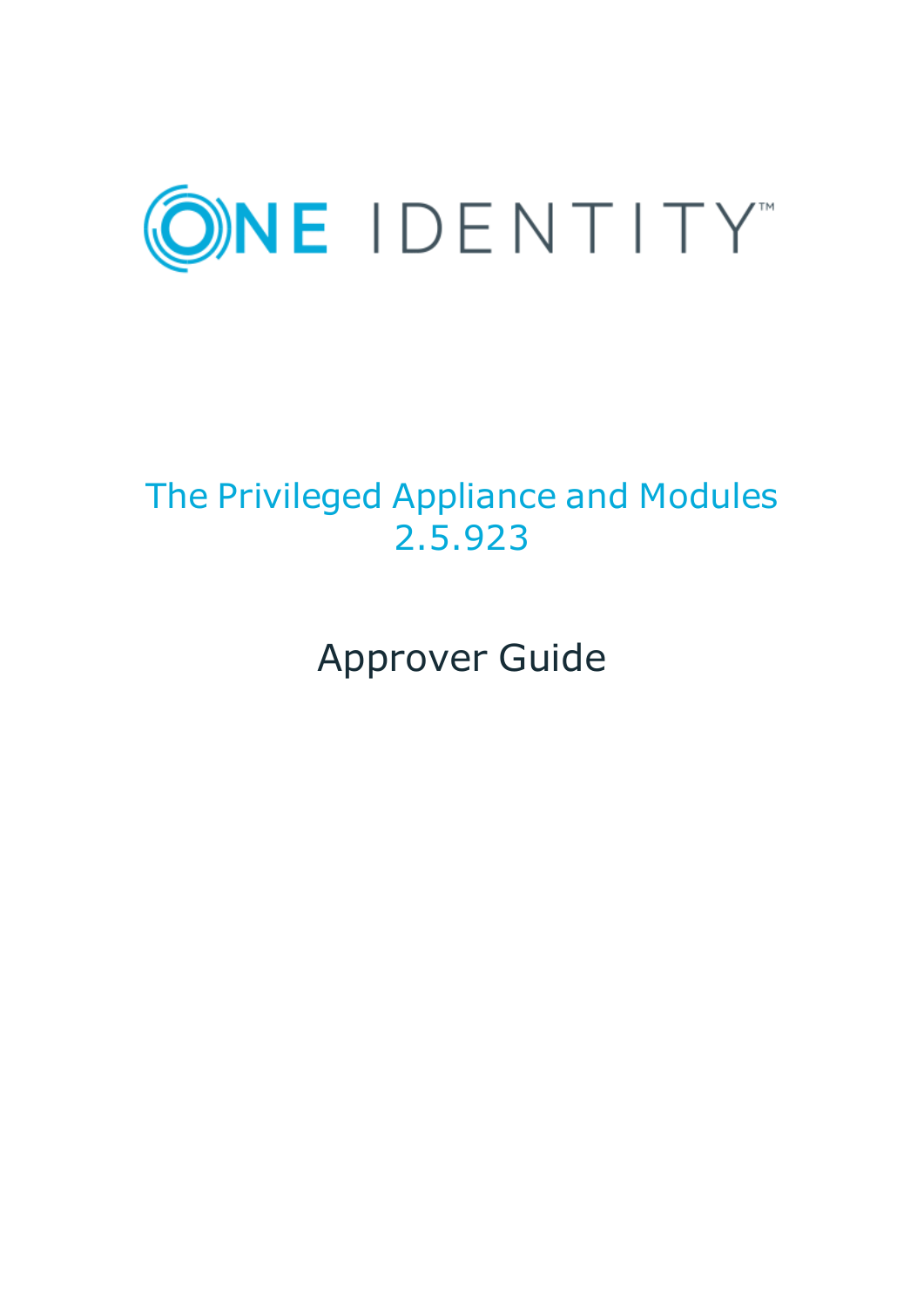ONE IDENTITY

# The Privileged Appliance and Modules 2.5.923

## Approver Guide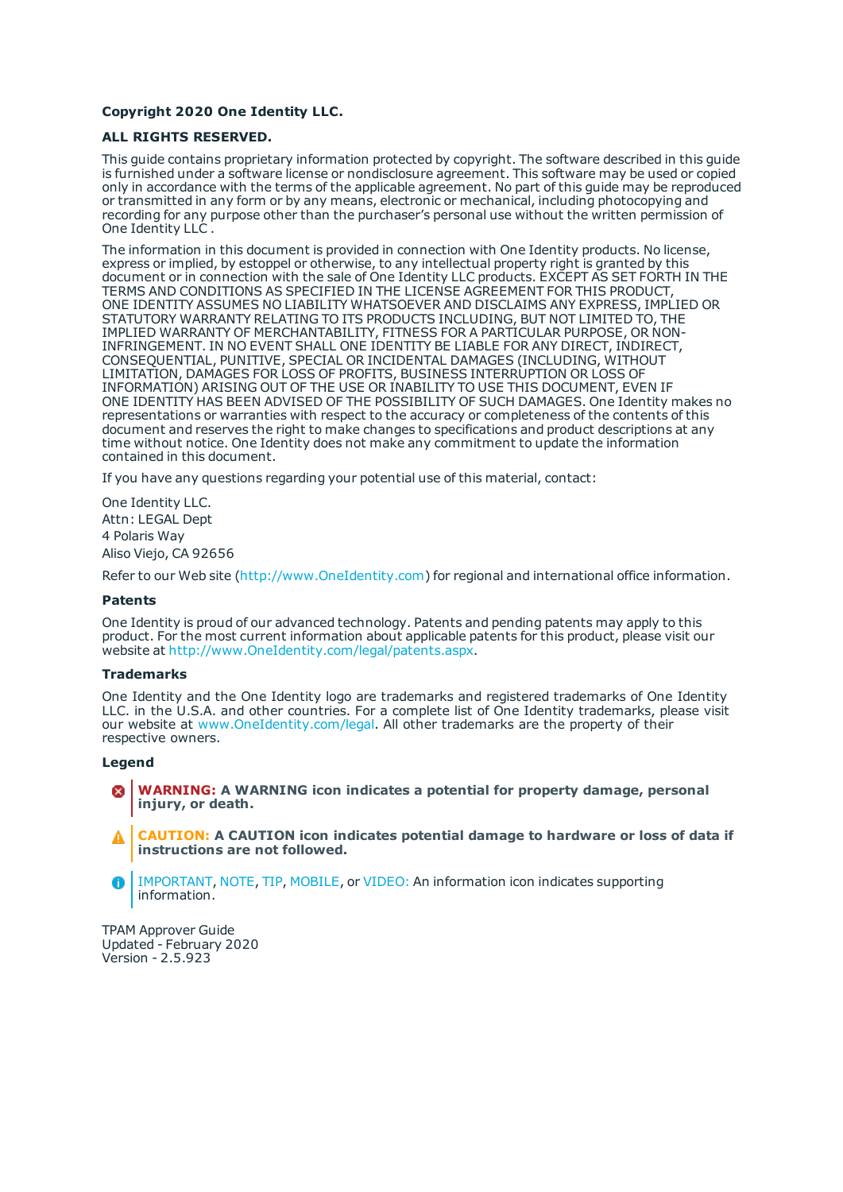**Copyright 2020 One Identity LLC.**

**ALL RIGHTS RESERVED.**

This guide contains proprietary information protected by copyright. The software described in this guide is furnished under a software license or nondisclosure agreement. This software may be used or copied only in accordance with the terms of the applicable agreement. No part of this guide may be reproduced or transmitted in any form or by any means, electronic or mechanical, including photocopying and recording for any purpose other than the purchaser's personal use without the written permission of One Identity LLC .

The information in this document is provided in connection with One Identity products. No license, express or implied, by estoppel or otherwise, to any intellectual property right is granted by this document or in connection with the sale of One Identity LLC products. EXCEPT AS SET FORTH IN THE TERMS AND CONDITIONS AS SPECIFIED IN THE LICENSE AGREEMENT FOR THIS PRODUCT, ONE IDENTITY ASSUMES NO LIABILITY WHATSOEVER AND DISCLAIMS ANY EXPRESS, IMPLIED OR STATUTORY WARRANTY RELATING TO ITS PRODUCTS INCLUDING, BUT NOT LIMITED TO, THE IMPLIED WARRANTY OF MERCHANTABILITY, FITNESS FOR A PARTICULAR PURPOSE, OR NON-INFRINGEMENT. IN NO EVENT SHALL ONE IDENTITY BE LIABLE FOR ANY DIRECT, INDIRECT, CONSEQUENTIAL, PUNITIVE, SPECIAL OR INCIDENTAL DAMAGES (INCLUDING, WITHOUT LIMITATION, DAMAGES FOR LOSS OF PROFITS, BUSINESS INTERRUPTION OR LOSS OF INFORMATION) ARISING OUT OF THE USE OR INABILITY TO USE THIS DOCUMENT, EVEN IF ONE IDENTITY HAS BEEN ADVISED OF THE POSSIBILITY OF SUCH DAMAGES. One Identity makes no representations or warranties with respect to the accuracy or completeness of the contents of this document and reserves the right to make changes to specifications and product descriptions at any time without notice. One Identity does not make any commitment to update the information contained in this document.

If you have any questions regarding your potential use of this material, contact:

One Identity LLC.
Attn: LEGAL Dept
4 Polaris Way
Aliso Viejo, CA 92656

Refer to our Web site (http://www.OneIdentity.com) for regional and international office information.

### Patents

One Identity is proud of our advanced technology. Patents and pending patents may apply to this product. For the most current information about applicable patents for this product, please visit our website at http://www.OneIdentity.com/legal/patents.aspx.

### Trademarks

One Identity and the One Identity logo are trademarks and registered trademarks of One Identity LLC. in the U.S.A. and other countries. For a complete list of One Identity trademarks, please visit our website at www.OneIdentity.com/legal. All other trademarks are the property of their respective owners.

### Legend

**WARNING: A WARNING icon indicates a potential for property damage, personal injury, or death.**

**CAUTION: A CAUTION icon indicates potential damage to hardware or loss of data if instructions are not followed.**

IMPORTANT, NOTE, TIP, MOBILE, or VIDEO: An information icon indicates supporting information.

TPAM Approver Guide
Updated - February 2020
Version - 2.5.923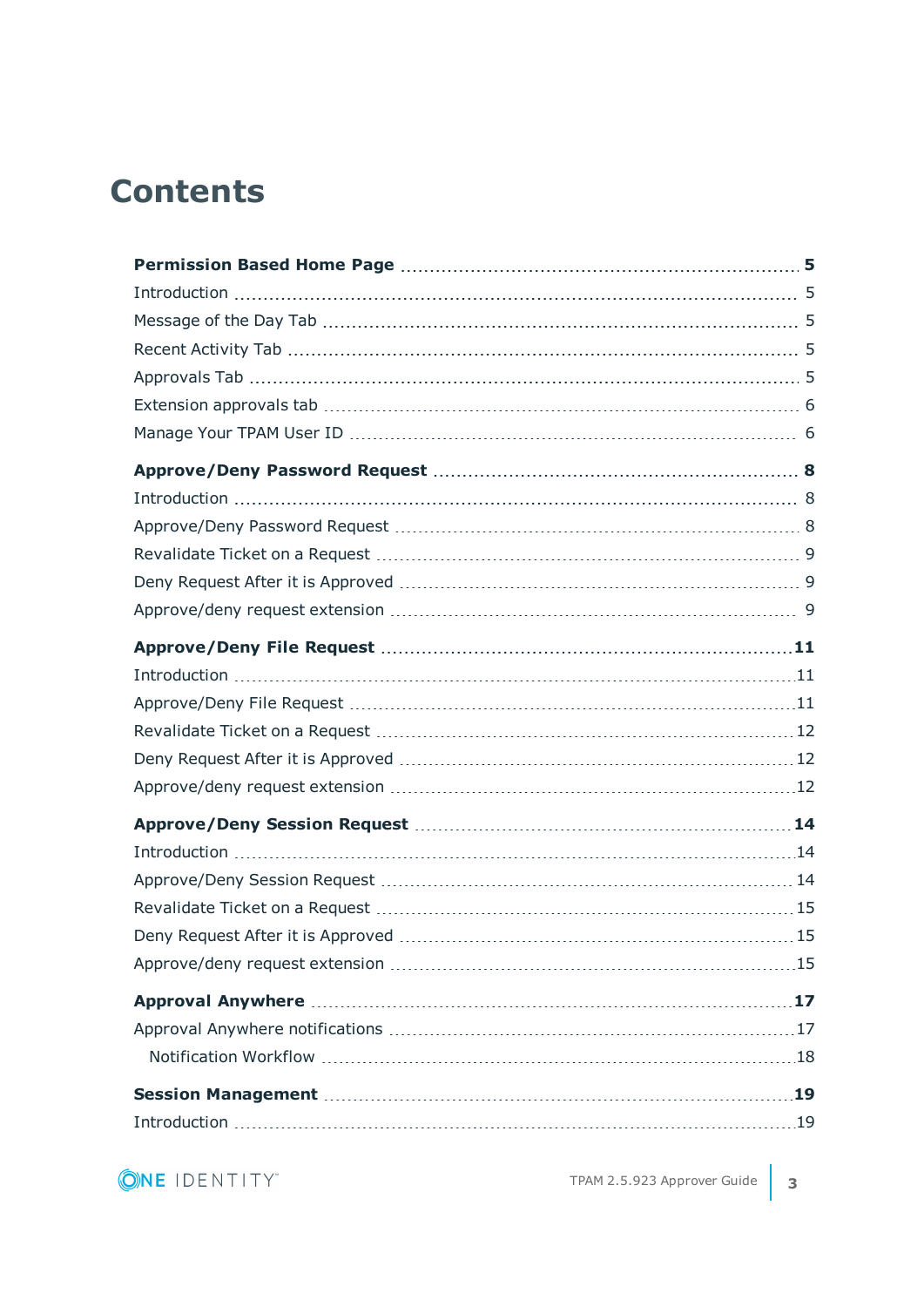# Contents

**Permission Based Home Page** 5

- Introduction 5
- Message of the Day Tab 5
- Recent Activity Tab 5
- Approvals Tab 5
- Extension approvals tab 6
- Manage Your TPAM User ID 6

**Approve/Deny Password Request** 8

- Introduction 8
- Approve/Deny Password Request 8
- Revalidate Ticket on a Request 9
- Deny Request After it is Approved 9
- Approve/deny request extension 9

**Approve/Deny File Request** 11

- Introduction 11
- Approve/Deny File Request 11
- Revalidate Ticket on a Request 12
- Deny Request After it is Approved 12
- Approve/deny request extension 12

**Approve/Deny Session Request** 14

- Introduction 14
- Approve/Deny Session Request 14
- Revalidate Ticket on a Request 15
- Deny Request After it is Approved 15
- Approve/deny request extension 15

**Approval Anywhere** 17

- Approval Anywhere notifications 17
  - Notification Workflow 18

**Session Management** 19

- Introduction 19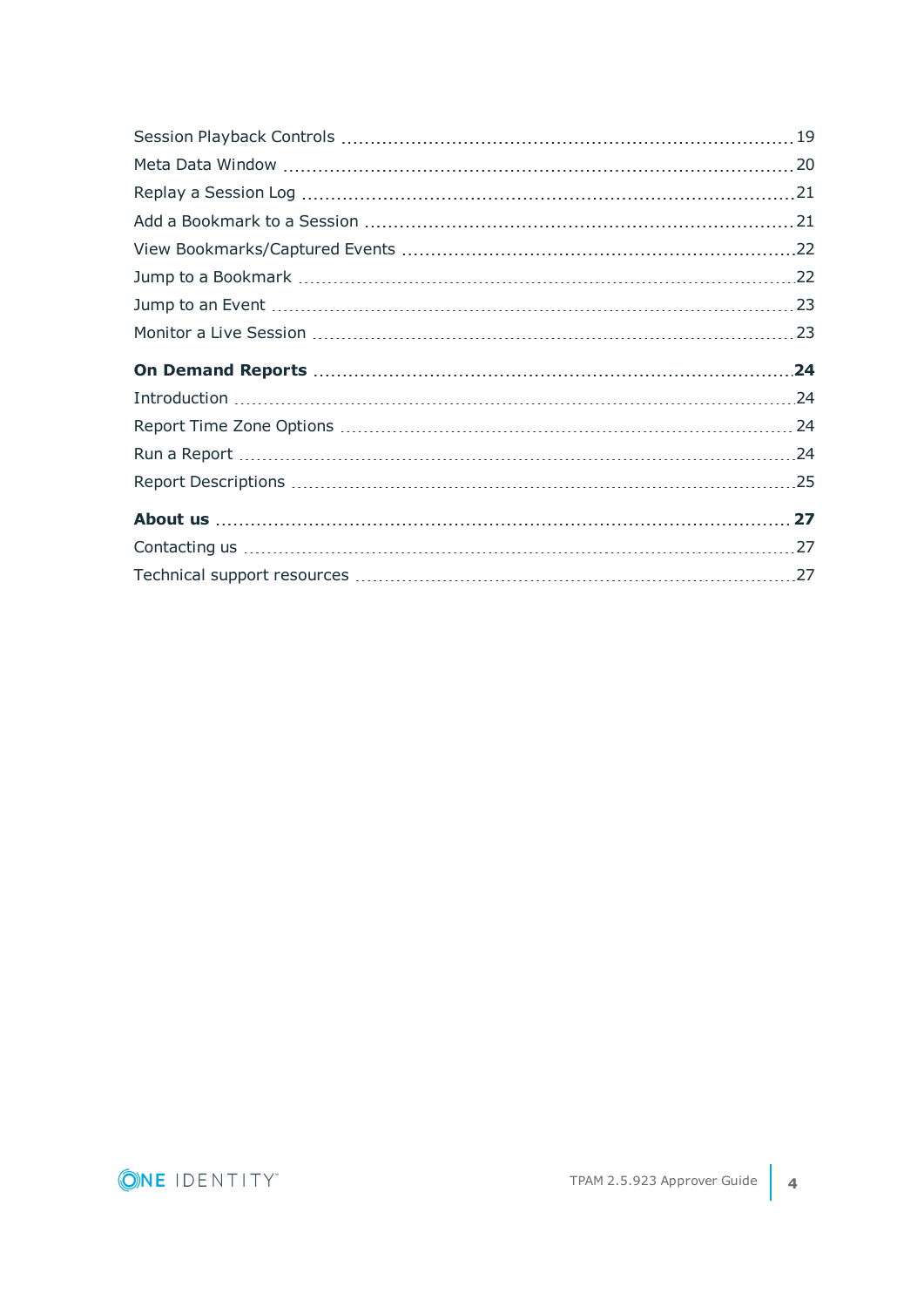Session Playback Controls ..... 19
Meta Data Window ..... 20
Replay a Session Log ..... 21
Add a Bookmark to a Session ..... 21
View Bookmarks/Captured Events ..... 22
Jump to a Bookmark ..... 22
Jump to an Event ..... 23
Monitor a Live Session ..... 23

**On Demand Reports ..... 24**
Introduction ..... 24
Report Time Zone Options ..... 24
Run a Report ..... 24
Report Descriptions ..... 25

**About us ..... 27**
Contacting us ..... 27
Technical support resources ..... 27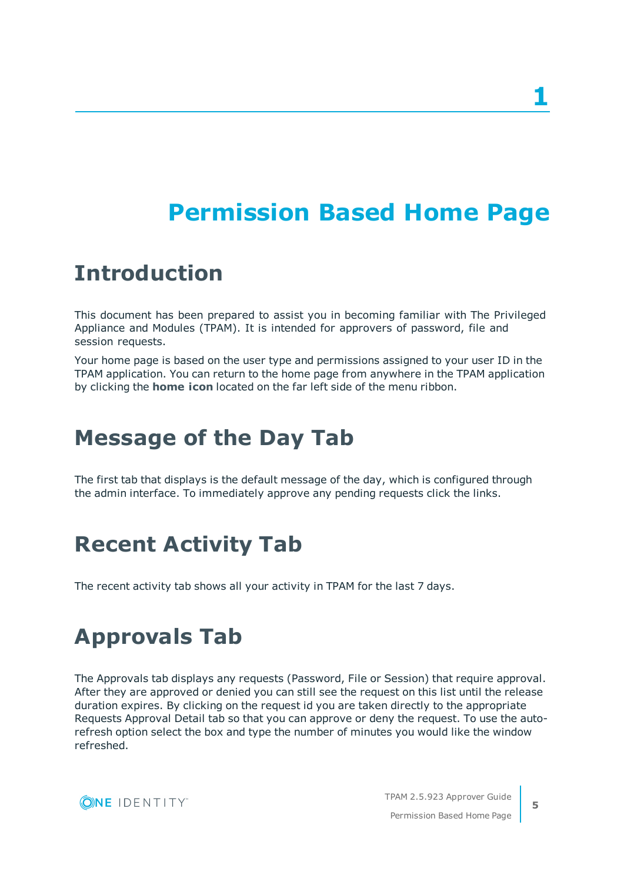# 1

# Permission Based Home Page

## Introduction

This document has been prepared to assist you in becoming familiar with The Privileged Appliance and Modules (TPAM). It is intended for approvers of password, file and session requests.

Your home page is based on the user type and permissions assigned to your user ID in the TPAM application. You can return to the home page from anywhere in the TPAM application by clicking the **home icon** located on the far left side of the menu ribbon.

## Message of the Day Tab

The first tab that displays is the default message of the day, which is configured through the admin interface. To immediately approve any pending requests click the links.

## Recent Activity Tab

The recent activity tab shows all your activity in TPAM for the last 7 days.

## Approvals Tab

The Approvals tab displays any requests (Password, File or Session) that require approval. After they are approved or denied you can still see the request on this list until the release duration expires. By clicking on the request id you are taken directly to the appropriate Requests Approval Detail tab so that you can approve or deny the request. To use the auto-refresh option select the box and type the number of minutes you would like the window refreshed.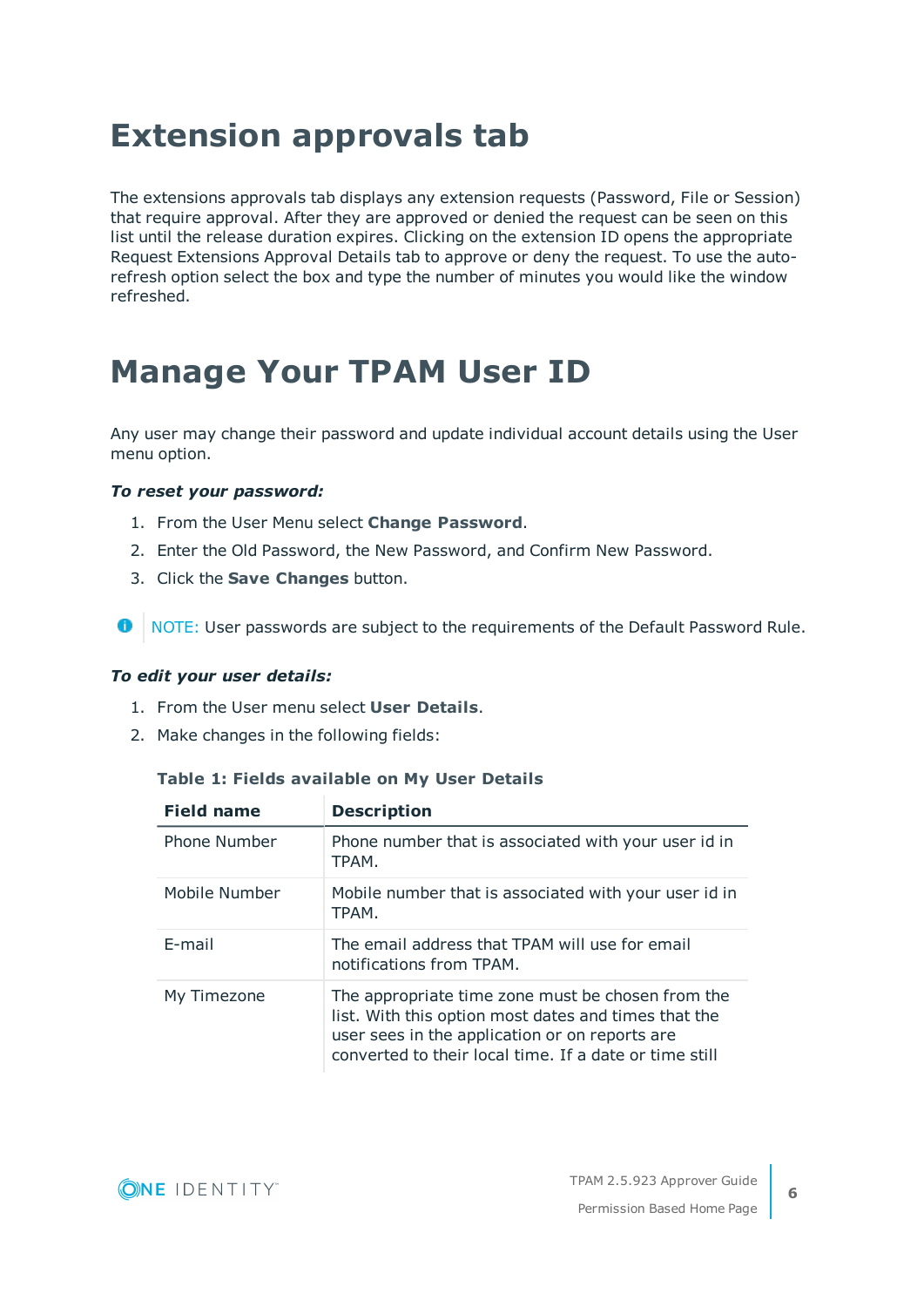# Extension approvals tab

The extensions approvals tab displays any extension requests (Password, File or Session) that require approval. After they are approved or denied the request can be seen on this list until the release duration expires. Clicking on the extension ID opens the appropriate Request Extensions Approval Details tab to approve or deny the request. To use the auto-refresh option select the box and type the number of minutes you would like the window refreshed.

# Manage Your TPAM User ID

Any user may change their password and update individual account details using the User menu option.

***To reset your password:***

1. From the User Menu select **Change Password**.
2. Enter the Old Password, the New Password, and Confirm New Password.
3. Click the **Save Changes** button.

NOTE: User passwords are subject to the requirements of the Default Password Rule.

***To edit your user details:***

1. From the User menu select **User Details**.
2. Make changes in the following fields:

**Table 1: Fields available on My User Details**

| Field name | Description |
| --- | --- |
| Phone Number | Phone number that is associated with your user id in TPAM. |
| Mobile Number | Mobile number that is associated with your user id in TPAM. |
| E-mail | The email address that TPAM will use for email notifications from TPAM. |
| My Timezone | The appropriate time zone must be chosen from the list. With this option most dates and times that the user sees in the application or on reports are converted to their local time. If a date or time still |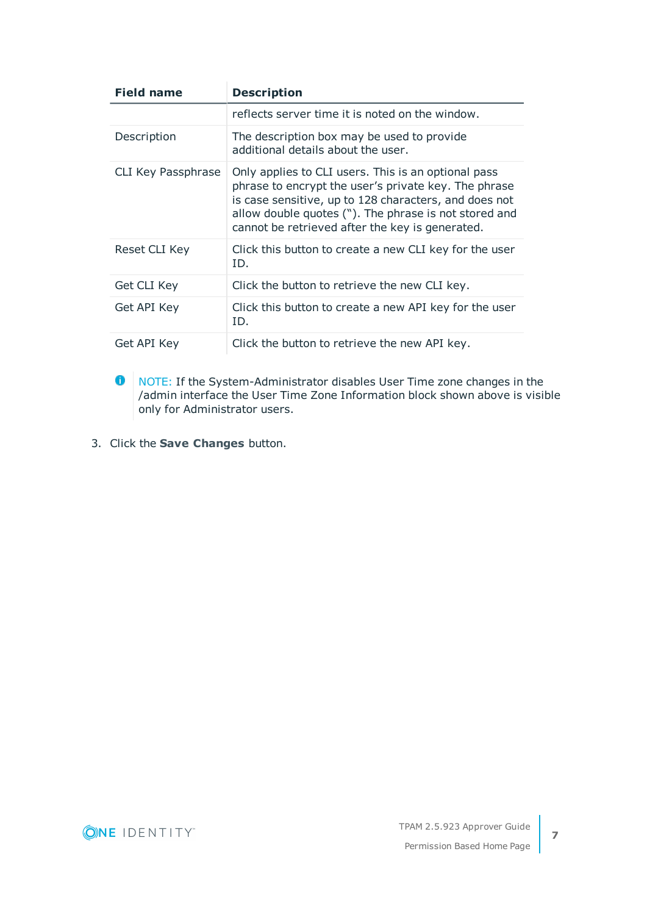| Field name | Description |
| --- | --- |
| | reflects server time it is noted on the window. |
| Description | The description box may be used to provide additional details about the user. |
| CLI Key Passphrase | Only applies to CLI users. This is an optional pass phrase to encrypt the user's private key. The phrase is case sensitive, up to 128 characters, and does not allow double quotes ("). The phrase is not stored and cannot be retrieved after the key is generated. |
| Reset CLI Key | Click this button to create a new CLI key for the user ID. |
| Get CLI Key | Click the button to retrieve the new CLI key. |
| Get API Key | Click this button to create a new API key for the user ID. |
| Get API Key | Click the button to retrieve the new API key. |

NOTE: If the System-Administrator disables User Time zone changes in the /admin interface the User Time Zone Information block shown above is visible only for Administrator users.

3. Click the **Save Changes** button.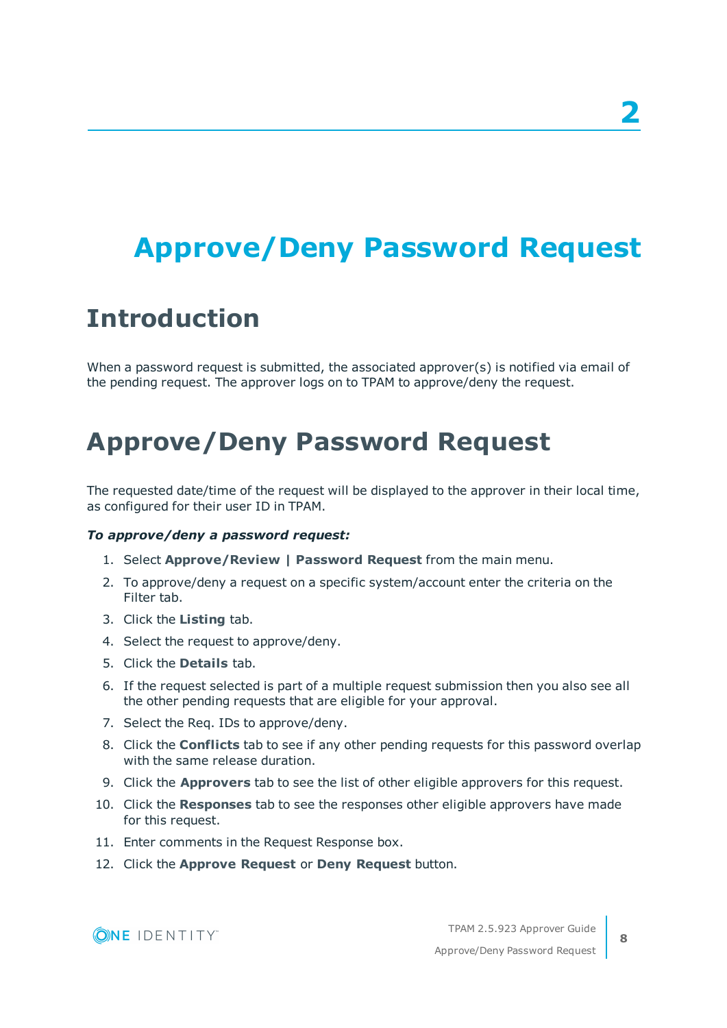# 2

# Approve/Deny Password Request

## Introduction

When a password request is submitted, the associated approver(s) is notified via email of the pending request. The approver logs on to TPAM to approve/deny the request.

## Approve/Deny Password Request

The requested date/time of the request will be displayed to the approver in their local time, as configured for their user ID in TPAM.

***To approve/deny a password request:***

1. Select **Approve/Review | Password Request** from the main menu.
2. To approve/deny a request on a specific system/account enter the criteria on the Filter tab.
3. Click the **Listing** tab.
4. Select the request to approve/deny.
5. Click the **Details** tab.
6. If the request selected is part of a multiple request submission then you also see all the other pending requests that are eligible for your approval.
7. Select the Req. IDs to approve/deny.
8. Click the **Conflicts** tab to see if any other pending requests for this password overlap with the same release duration.
9. Click the **Approvers** tab to see the list of other eligible approvers for this request.
10. Click the **Responses** tab to see the responses other eligible approvers have made for this request.
11. Enter comments in the Request Response box.
12. Click the **Approve Request** or **Deny Request** button.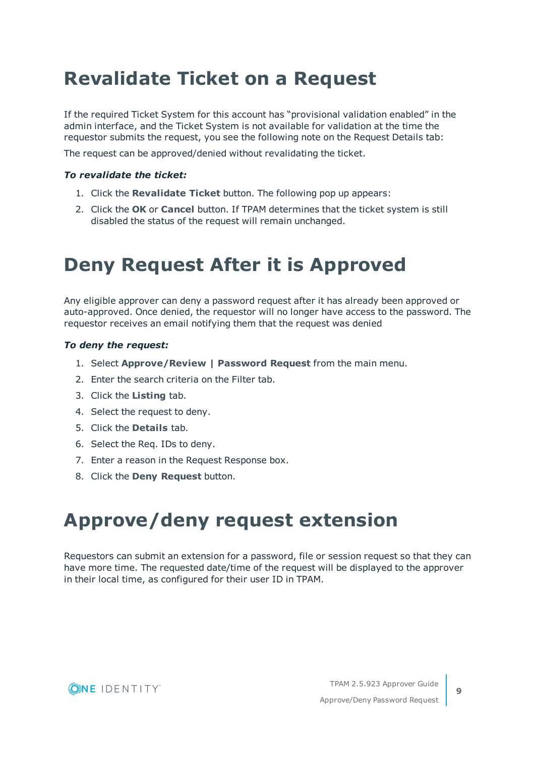# Revalidate Ticket on a Request

If the required Ticket System for this account has “provisional validation enabled” in the admin interface, and the Ticket System is not available for validation at the time the requestor submits the request, you see the following note on the Request Details tab:

The request can be approved/denied without revalidating the ticket.

***To revalidate the ticket:***

1. Click the **Revalidate Ticket** button. The following pop up appears:
2. Click the **OK** or **Cancel** button. If TPAM determines that the ticket system is still disabled the status of the request will remain unchanged.

# Deny Request After it is Approved

Any eligible approver can deny a password request after it has already been approved or auto-approved. Once denied, the requestor will no longer have access to the password. The requestor receives an email notifying them that the request was denied

***To deny the request:***

1. Select **Approve/Review | Password Request** from the main menu.
2. Enter the search criteria on the Filter tab.
3. Click the **Listing** tab.
4. Select the request to deny.
5. Click the **Details** tab.
6. Select the Req. IDs to deny.
7. Enter a reason in the Request Response box.
8. Click the **Deny Request** button.

# Approve/deny request extension

Requestors can submit an extension for a password, file or session request so that they can have more time. The requested date/time of the request will be displayed to the approver in their local time, as configured for their user ID in TPAM.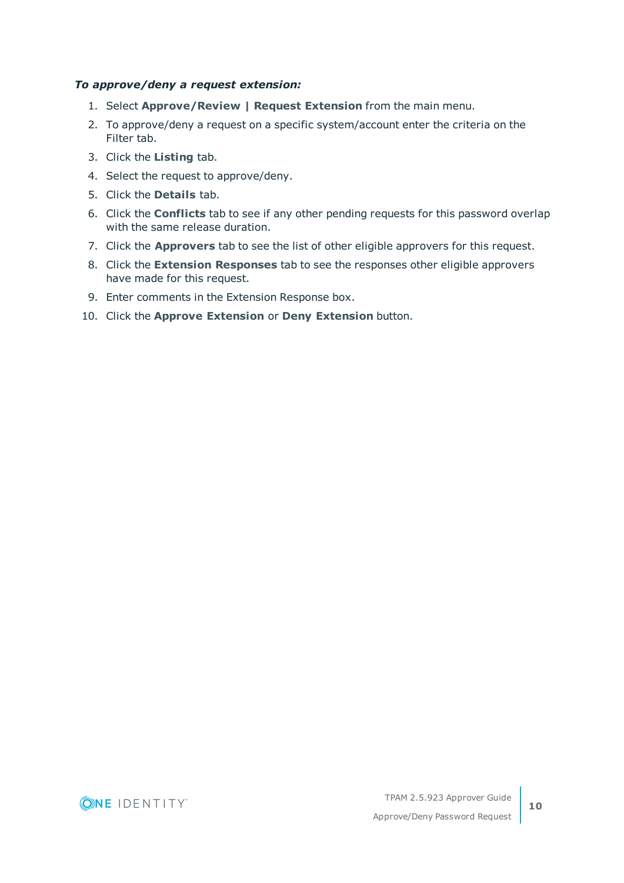***To approve/deny a request extension:***

1. Select **Approve/Review | Request Extension** from the main menu.
2. To approve/deny a request on a specific system/account enter the criteria on the Filter tab.
3. Click the **Listing** tab.
4. Select the request to approve/deny.
5. Click the **Details** tab.
6. Click the **Conflicts** tab to see if any other pending requests for this password overlap with the same release duration.
7. Click the **Approvers** tab to see the list of other eligible approvers for this request.
8. Click the **Extension Responses** tab to see the responses other eligible approvers have made for this request.
9. Enter comments in the Extension Response box.
10. Click the **Approve Extension** or **Deny Extension** button.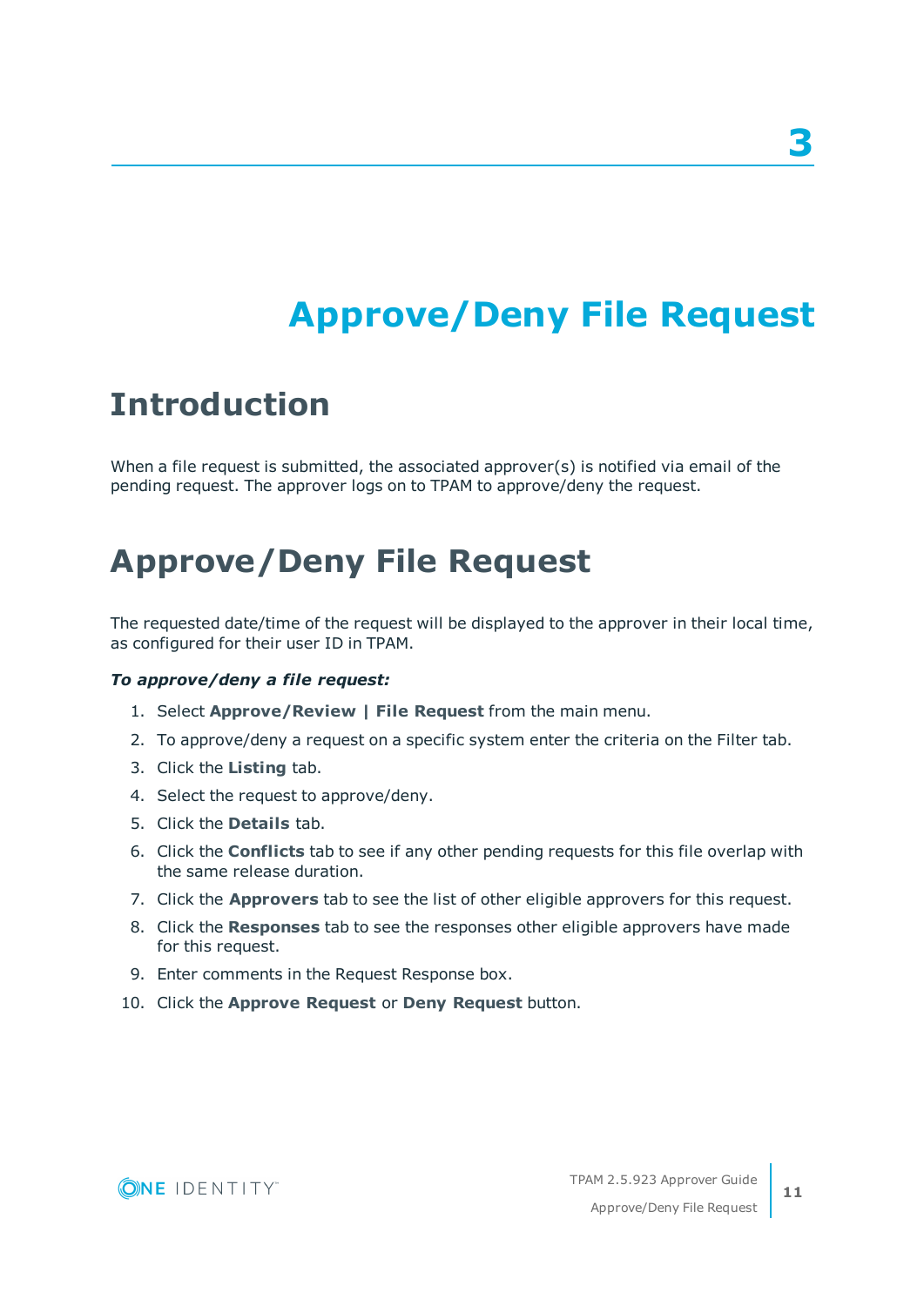# 3

# Approve/Deny File Request

## Introduction

When a file request is submitted, the associated approver(s) is notified via email of the pending request. The approver logs on to TPAM to approve/deny the request.

## Approve/Deny File Request

The requested date/time of the request will be displayed to the approver in their local time, as configured for their user ID in TPAM.

***To approve/deny a file request:***

1. Select **Approve/Review | File Request** from the main menu.
2. To approve/deny a request on a specific system enter the criteria on the Filter tab.
3. Click the **Listing** tab.
4. Select the request to approve/deny.
5. Click the **Details** tab.
6. Click the **Conflicts** tab to see if any other pending requests for this file overlap with the same release duration.
7. Click the **Approvers** tab to see the list of other eligible approvers for this request.
8. Click the **Responses** tab to see the responses other eligible approvers have made for this request.
9. Enter comments in the Request Response box.
10. Click the **Approve Request** or **Deny Request** button.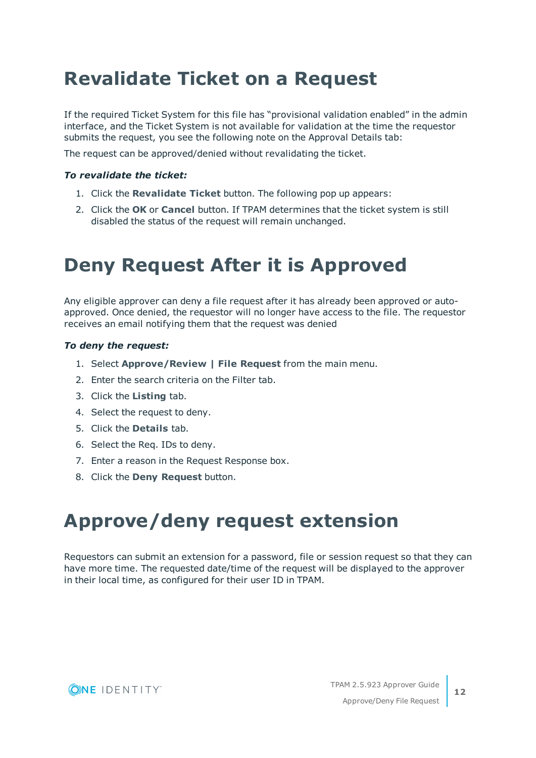# Revalidate Ticket on a Request

If the required Ticket System for this file has “provisional validation enabled” in the admin interface, and the Ticket System is not available for validation at the time the requestor submits the request, you see the following note on the Approval Details tab:

The request can be approved/denied without revalidating the ticket.

***To revalidate the ticket:***

1. Click the **Revalidate Ticket** button. The following pop up appears:
2. Click the **OK** or **Cancel** button. If TPAM determines that the ticket system is still disabled the status of the request will remain unchanged.

# Deny Request After it is Approved

Any eligible approver can deny a file request after it has already been approved or auto-approved. Once denied, the requestor will no longer have access to the file. The requestor receives an email notifying them that the request was denied

***To deny the request:***

1. Select **Approve/Review | File Request** from the main menu.
2. Enter the search criteria on the Filter tab.
3. Click the **Listing** tab.
4. Select the request to deny.
5. Click the **Details** tab.
6. Select the Req. IDs to deny.
7. Enter a reason in the Request Response box.
8. Click the **Deny Request** button.

# Approve/deny request extension

Requestors can submit an extension for a password, file or session request so that they can have more time. The requested date/time of the request will be displayed to the approver in their local time, as configured for their user ID in TPAM.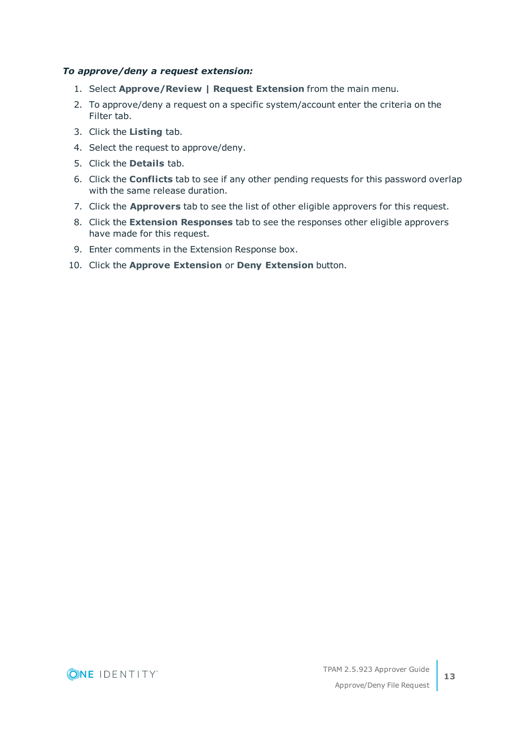***To approve/deny a request extension:***

1. Select **Approve/Review | Request Extension** from the main menu.
2. To approve/deny a request on a specific system/account enter the criteria on the Filter tab.
3. Click the **Listing** tab.
4. Select the request to approve/deny.
5. Click the **Details** tab.
6. Click the **Conflicts** tab to see if any other pending requests for this password overlap with the same release duration.
7. Click the **Approvers** tab to see the list of other eligible approvers for this request.
8. Click the **Extension Responses** tab to see the responses other eligible approvers have made for this request.
9. Enter comments in the Extension Response box.
10. Click the **Approve Extension** or **Deny Extension** button.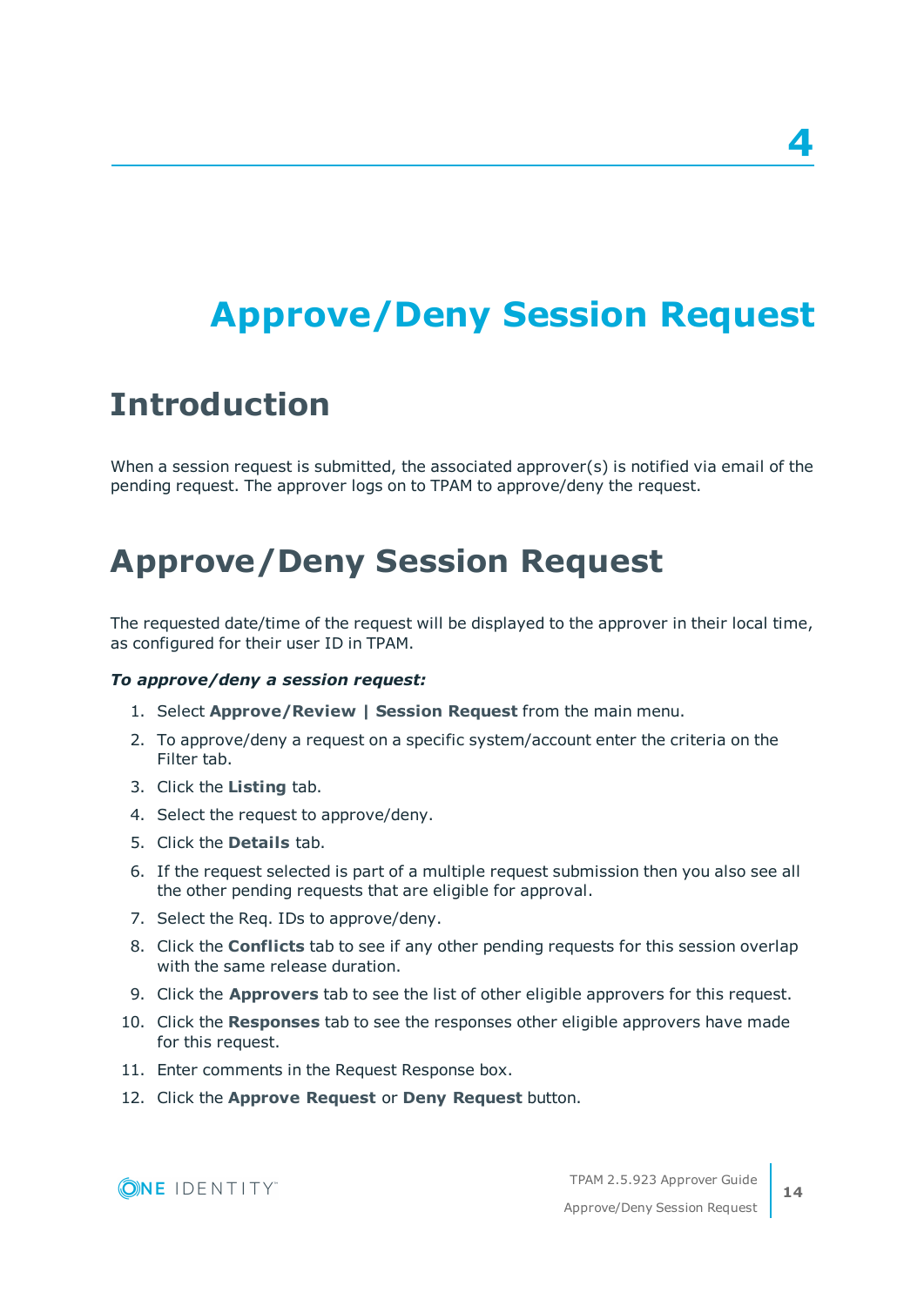# 4

# Approve/Deny Session Request

## Introduction

When a session request is submitted, the associated approver(s) is notified via email of the pending request. The approver logs on to TPAM to approve/deny the request.

## Approve/Deny Session Request

The requested date/time of the request will be displayed to the approver in their local time, as configured for their user ID in TPAM.

***To approve/deny a session request:***

1. Select **Approve/Review | Session Request** from the main menu.
2. To approve/deny a request on a specific system/account enter the criteria on the Filter tab.
3. Click the **Listing** tab.
4. Select the request to approve/deny.
5. Click the **Details** tab.
6. If the request selected is part of a multiple request submission then you also see all the other pending requests that are eligible for approval.
7. Select the Req. IDs to approve/deny.
8. Click the **Conflicts** tab to see if any other pending requests for this session overlap with the same release duration.
9. Click the **Approvers** tab to see the list of other eligible approvers for this request.
10. Click the **Responses** tab to see the responses other eligible approvers have made for this request.
11. Enter comments in the Request Response box.
12. Click the **Approve Request** or **Deny Request** button.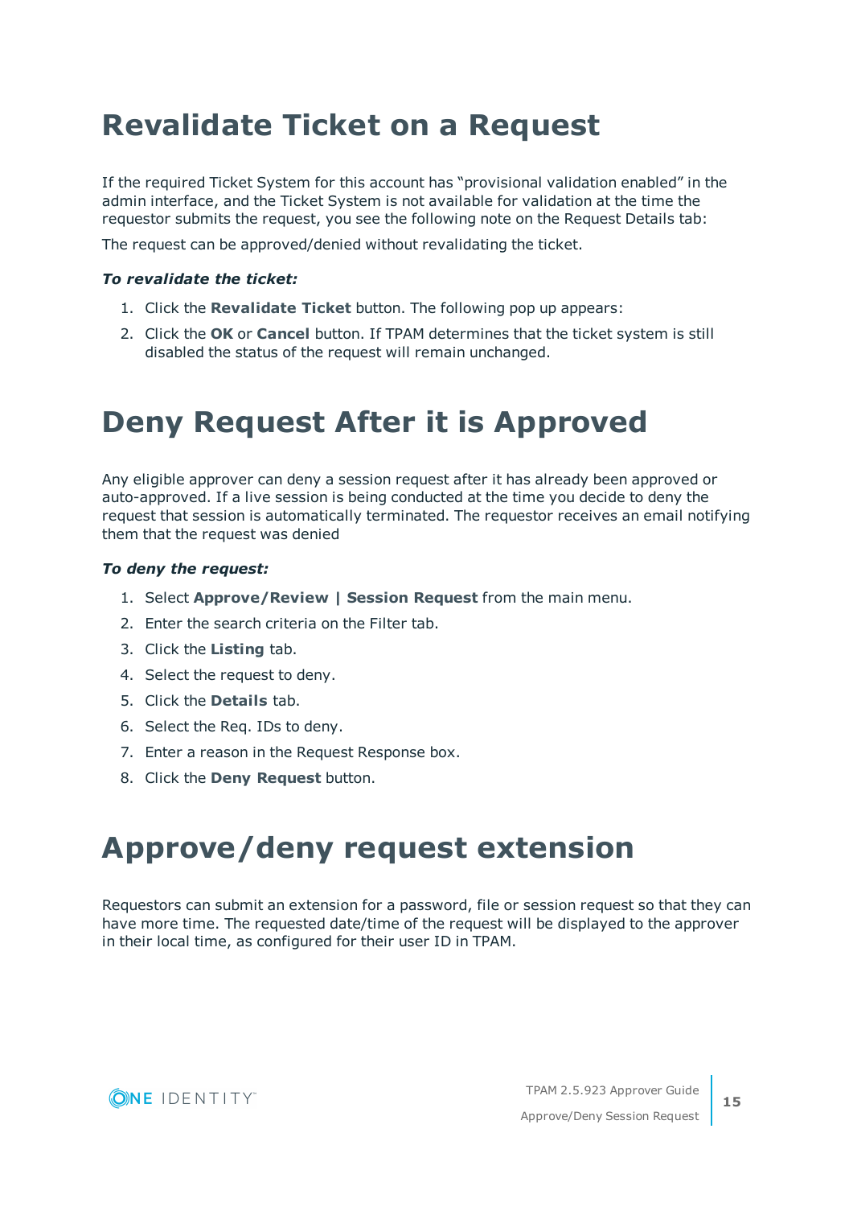# Revalidate Ticket on a Request

If the required Ticket System for this account has "provisional validation enabled" in the admin interface, and the Ticket System is not available for validation at the time the requestor submits the request, you see the following note on the Request Details tab:

The request can be approved/denied without revalidating the ticket.

***To revalidate the ticket:***

1. Click the **Revalidate Ticket** button. The following pop up appears:
2. Click the **OK** or **Cancel** button. If TPAM determines that the ticket system is still disabled the status of the request will remain unchanged.

# Deny Request After it is Approved

Any eligible approver can deny a session request after it has already been approved or auto-approved. If a live session is being conducted at the time you decide to deny the request that session is automatically terminated. The requestor receives an email notifying them that the request was denied

***To deny the request:***

1. Select **Approve/Review | Session Request** from the main menu.
2. Enter the search criteria on the Filter tab.
3. Click the **Listing** tab.
4. Select the request to deny.
5. Click the **Details** tab.
6. Select the Req. IDs to deny.
7. Enter a reason in the Request Response box.
8. Click the **Deny Request** button.

# Approve/deny request extension

Requestors can submit an extension for a password, file or session request so that they can have more time. The requested date/time of the request will be displayed to the approver in their local time, as configured for their user ID in TPAM.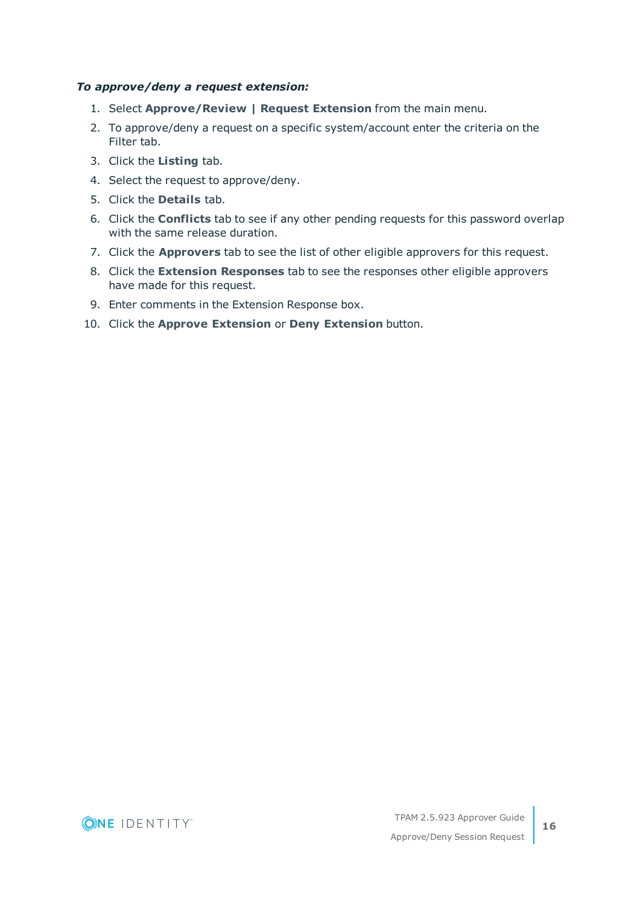***To approve/deny a request extension:***

1. Select **Approve/Review | Request Extension** from the main menu.
2. To approve/deny a request on a specific system/account enter the criteria on the Filter tab.
3. Click the **Listing** tab.
4. Select the request to approve/deny.
5. Click the **Details** tab.
6. Click the **Conflicts** tab to see if any other pending requests for this password overlap with the same release duration.
7. Click the **Approvers** tab to see the list of other eligible approvers for this request.
8. Click the **Extension Responses** tab to see the responses other eligible approvers have made for this request.
9. Enter comments in the Extension Response box.
10. Click the **Approve Extension** or **Deny Extension** button.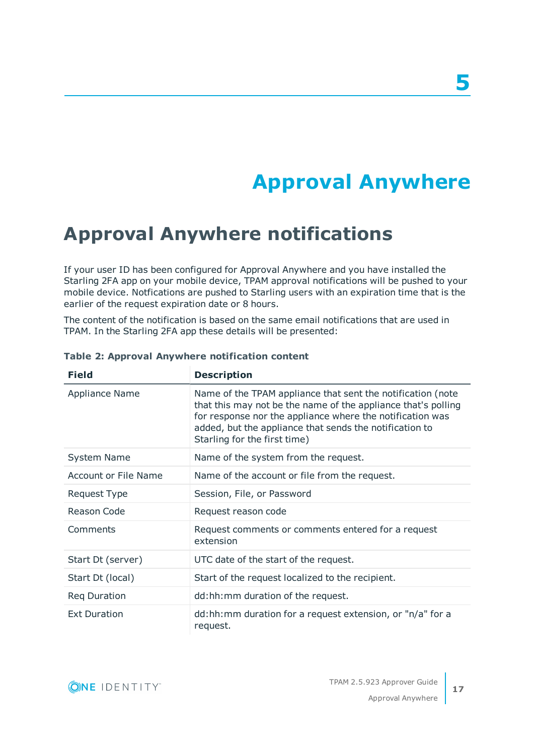# 5

# Approval Anywhere

## Approval Anywhere notifications

If your user ID has been configured for Approval Anywhere and you have installed the Starling 2FA app on your mobile device, TPAM approval notifications will be pushed to your mobile device. Notfications are pushed to Starling users with an expiration time that is the earlier of the request expiration date or 8 hours.

The content of the notification is based on the same email notifications that are used in TPAM. In the Starling 2FA app these details will be presented:

**Table 2: Approval Anywhere notification content**

| Field | Description |
|---|---|
| Appliance Name | Name of the TPAM appliance that sent the notification (note that this may not be the name of the appliance that's polling for response nor the appliance where the notification was added, but the appliance that sends the notification to Starling for the first time) |
| System Name | Name of the system from the request. |
| Account or File Name | Name of the account or file from the request. |
| Request Type | Session, File, or Password |
| Reason Code | Request reason code |
| Comments | Request comments or comments entered for a request extension |
| Start Dt (server) | UTC date of the start of the request. |
| Start Dt (local) | Start of the request localized to the recipient. |
| Req Duration | dd:hh:mm duration of the request. |
| Ext Duration | dd:hh:mm duration for a request extension, or "n/a" for a request. |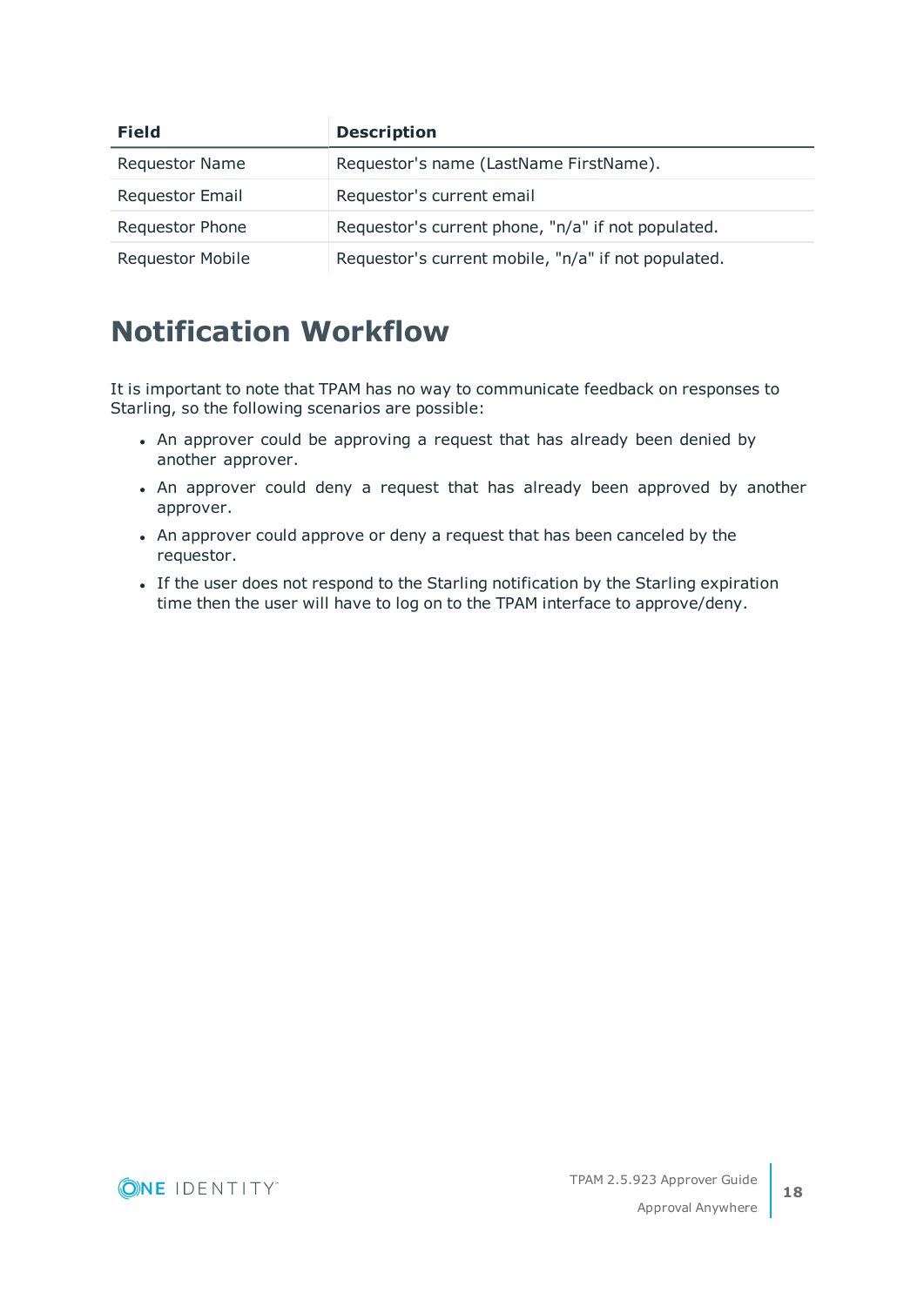| Field | Description |
| --- | --- |
| Requestor Name | Requestor's name (LastName FirstName). |
| Requestor Email | Requestor's current email |
| Requestor Phone | Requestor's current phone, "n/a" if not populated. |
| Requestor Mobile | Requestor's current mobile, "n/a" if not populated. |

# Notification Workflow

It is important to note that TPAM has no way to communicate feedback on responses to Starling, so the following scenarios are possible:

- An approver could be approving a request that has already been denied by another approver.
- An approver could deny a request that has already been approved by another approver.
- An approver could approve or deny a request that has been canceled by the requestor.
- If the user does not respond to the Starling notification by the Starling expiration time then the user will have to log on to the TPAM interface to approve/deny.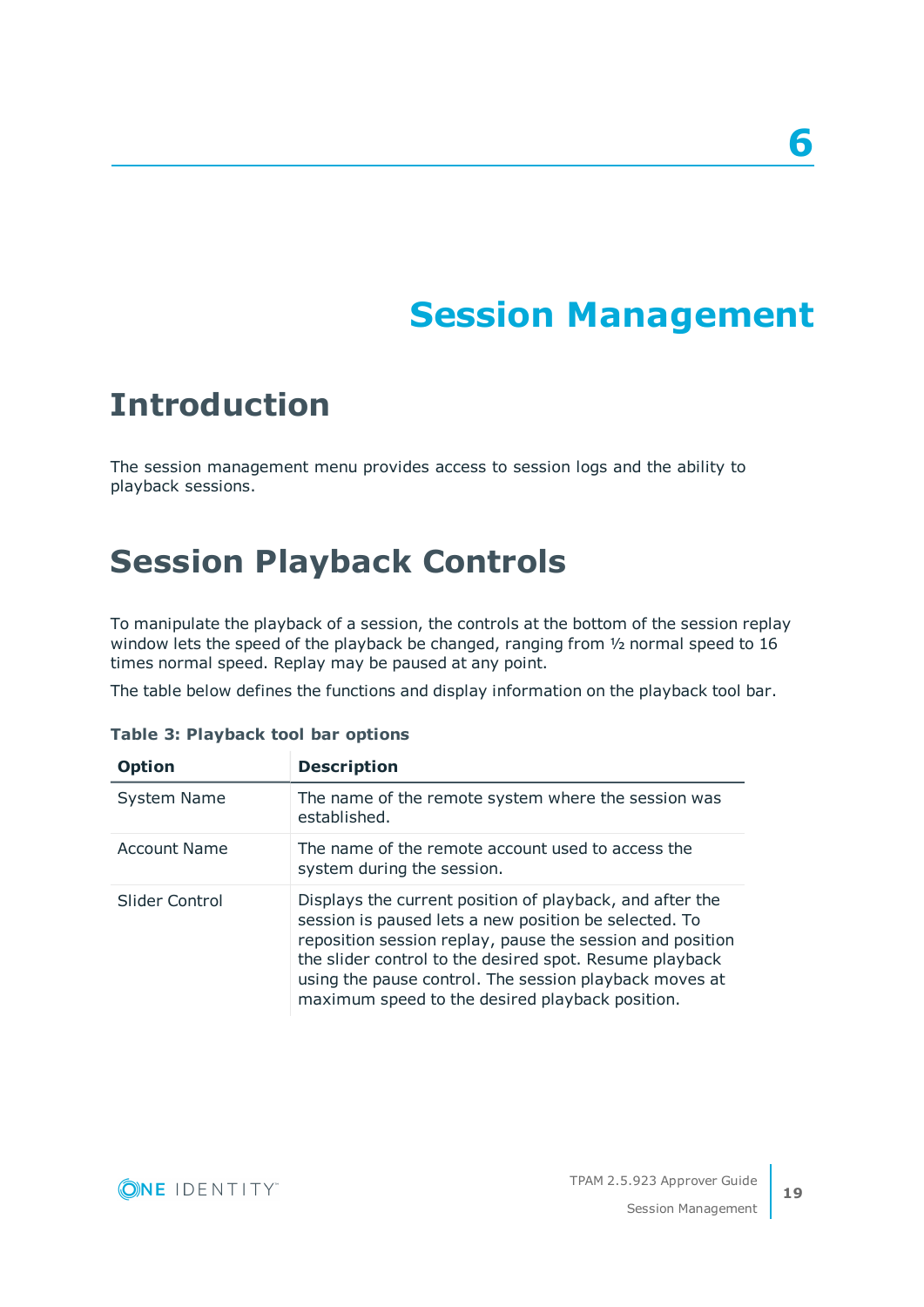# 6

# Session Management

## Introduction

The session management menu provides access to session logs and the ability to playback sessions.

## Session Playback Controls

To manipulate the playback of a session, the controls at the bottom of the session replay window lets the speed of the playback be changed, ranging from ½ normal speed to 16 times normal speed. Replay may be paused at any point.

The table below defines the functions and display information on the playback tool bar.

**Table 3: Playback tool bar options**

| Option | Description |
|---|---|
| System Name | The name of the remote system where the session was established. |
| Account Name | The name of the remote account used to access the system during the session. |
| Slider Control | Displays the current position of playback, and after the session is paused lets a new position be selected. To reposition session replay, pause the session and position the slider control to the desired spot. Resume playback using the pause control. The session playback moves at maximum speed to the desired playback position. |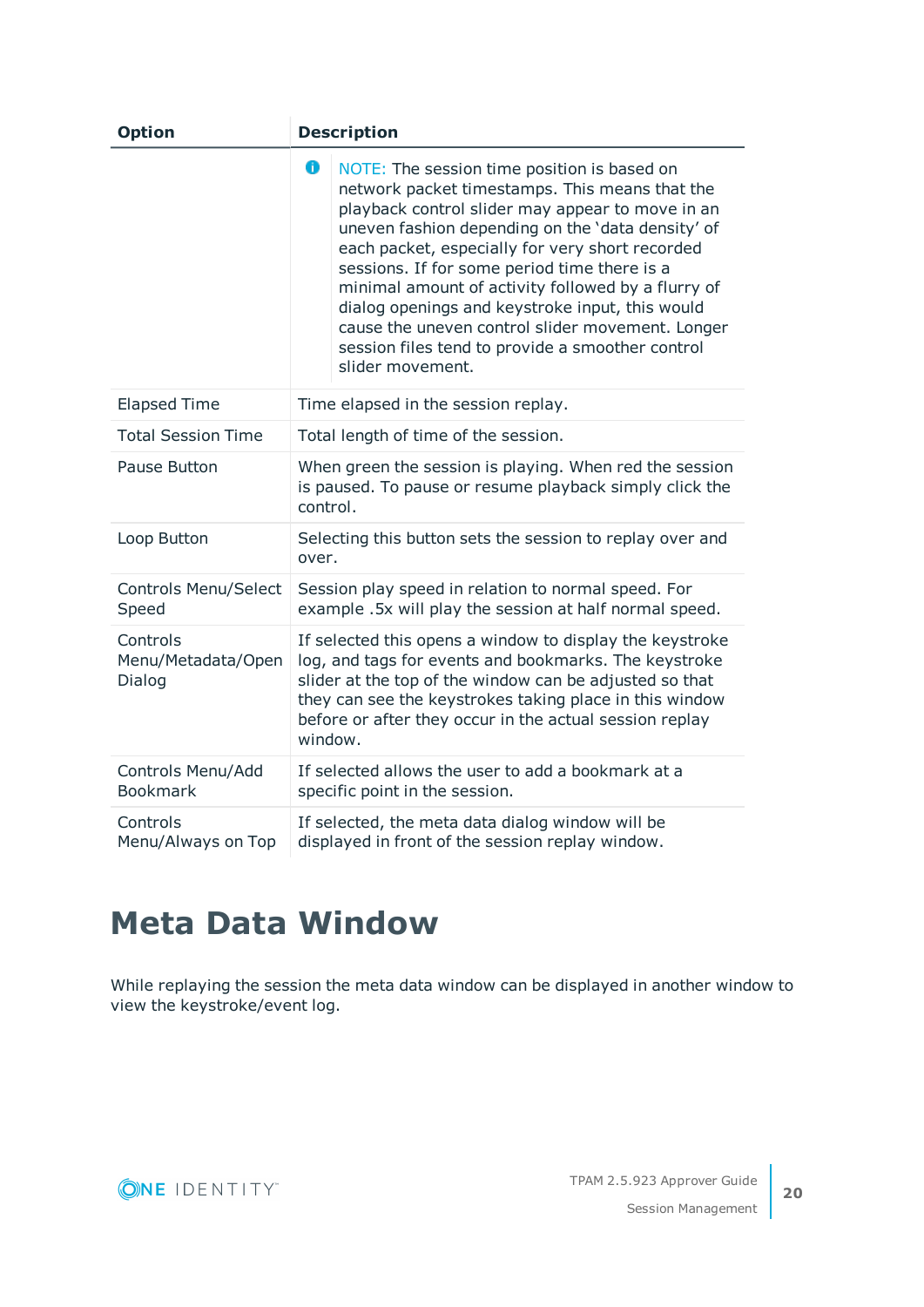| Option | Description |
| --- | --- |
| | NOTE: The session time position is based on network packet timestamps. This means that the playback control slider may appear to move in an uneven fashion depending on the 'data density' of each packet, especially for very short recorded sessions. If for some period time there is a minimal amount of activity followed by a flurry of dialog openings and keystroke input, this would cause the uneven control slider movement. Longer session files tend to provide a smoother control slider movement. |
| Elapsed Time | Time elapsed in the session replay. |
| Total Session Time | Total length of time of the session. |
| Pause Button | When green the session is playing. When red the session is paused. To pause or resume playback simply click the control. |
| Loop Button | Selecting this button sets the session to replay over and over. |
| Controls Menu/Select Speed | Session play speed in relation to normal speed. For example .5x will play the session at half normal speed. |
| Controls Menu/Metadata/Open Dialog | If selected this opens a window to display the keystroke log, and tags for events and bookmarks. The keystroke slider at the top of the window can be adjusted so that they can see the keystrokes taking place in this window before or after they occur in the actual session replay window. |
| Controls Menu/Add Bookmark | If selected allows the user to add a bookmark at a specific point in the session. |
| Controls Menu/Always on Top | If selected, the meta data dialog window will be displayed in front of the session replay window. |

# Meta Data Window

While replaying the session the meta data window can be displayed in another window to view the keystroke/event log.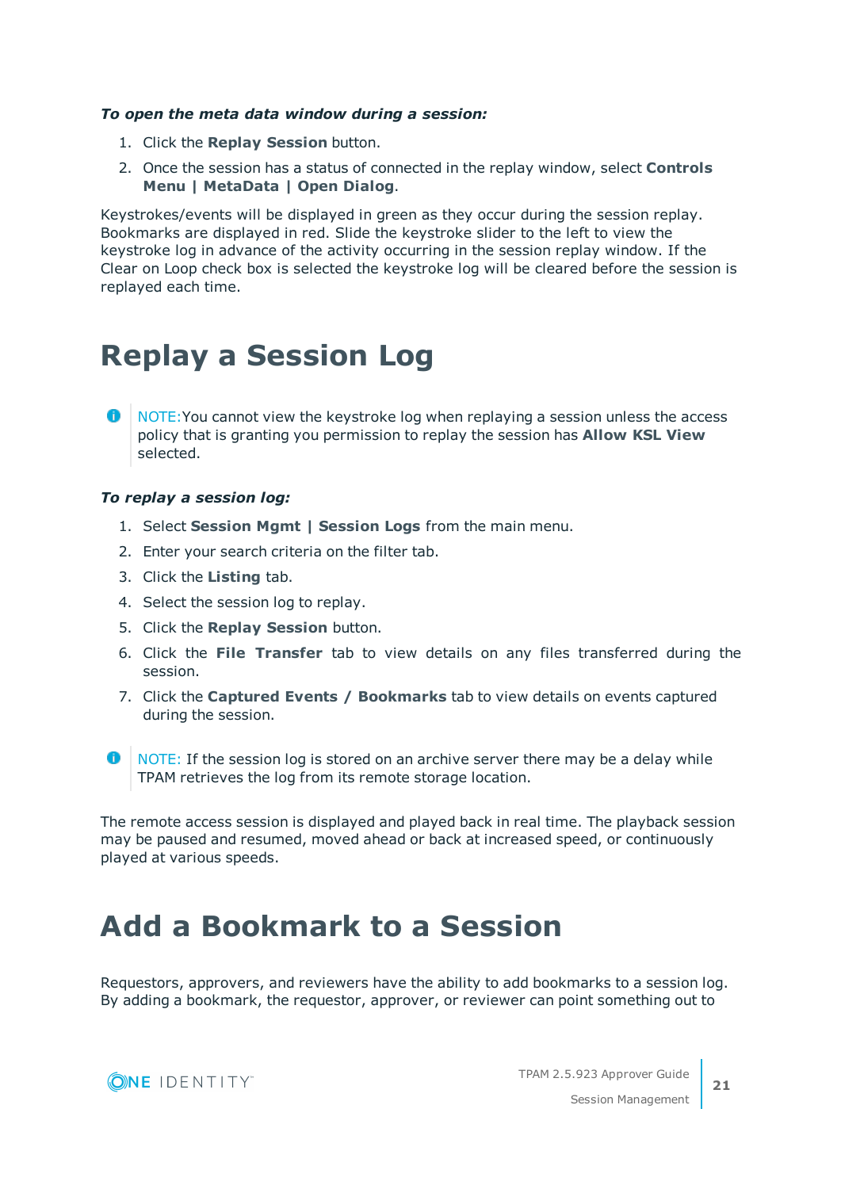***To open the meta data window during a session:***

1. Click the **Replay Session** button.
2. Once the session has a status of connected in the replay window, select **Controls Menu | MetaData | Open Dialog**.

Keystrokes/events will be displayed in green as they occur during the session replay. Bookmarks are displayed in red. Slide the keystroke slider to the left to view the keystroke log in advance of the activity occurring in the session replay window. If the Clear on Loop check box is selected the keystroke log will be cleared before the session is replayed each time.

# Replay a Session Log

> NOTE:You cannot view the keystroke log when replaying a session unless the access policy that is granting you permission to replay the session has **Allow KSL View** selected.

***To replay a session log:***

1. Select **Session Mgmt | Session Logs** from the main menu.
2. Enter your search criteria on the filter tab.
3. Click the **Listing** tab.
4. Select the session log to replay.
5. Click the **Replay Session** button.
6. Click the **File Transfer** tab to view details on any files transferred during the session.
7. Click the **Captured Events / Bookmarks** tab to view details on events captured during the session.

> NOTE: If the session log is stored on an archive server there may be a delay while TPAM retrieves the log from its remote storage location.

The remote access session is displayed and played back in real time. The playback session may be paused and resumed, moved ahead or back at increased speed, or continuously played at various speeds.

# Add a Bookmark to a Session

Requestors, approvers, and reviewers have the ability to add bookmarks to a session log. By adding a bookmark, the requestor, approver, or reviewer can point something out to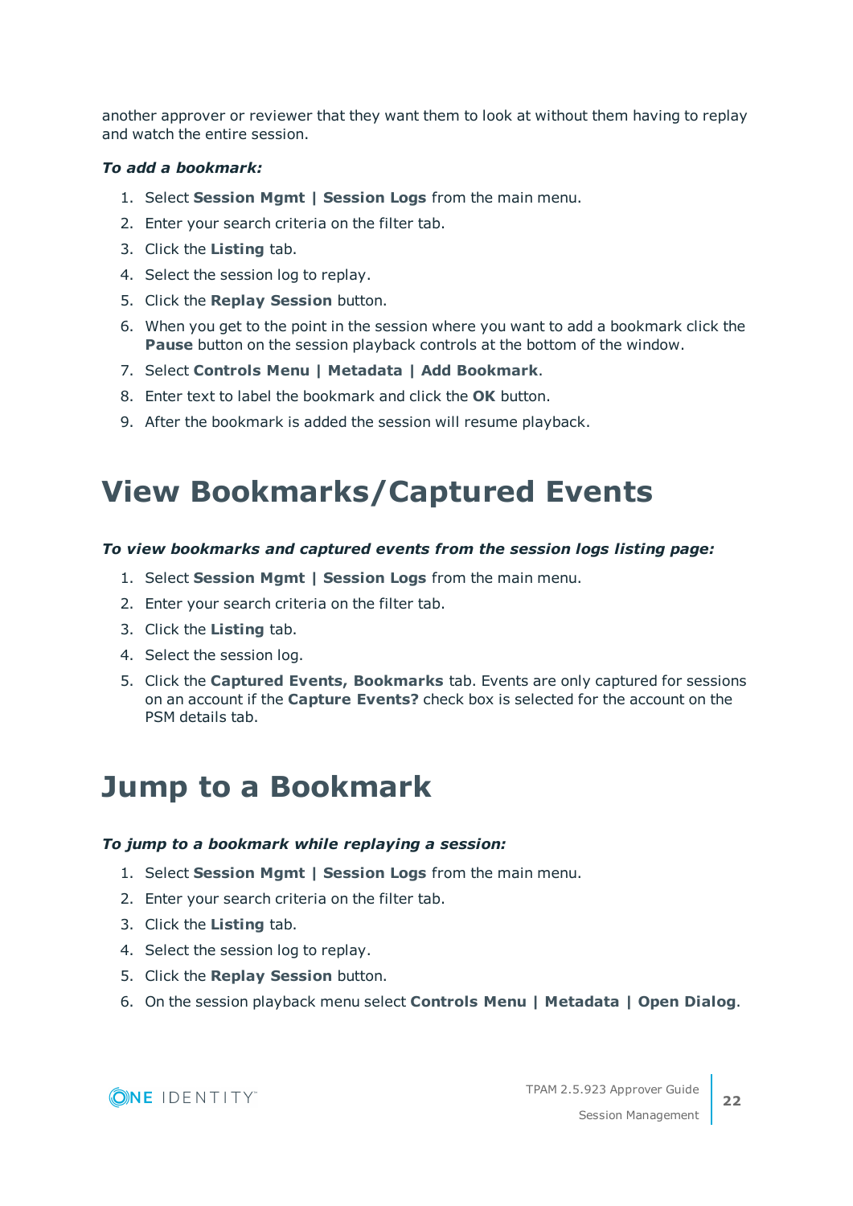another approver or reviewer that they want them to look at without them having to replay and watch the entire session.

***To add a bookmark:***

1. Select **Session Mgmt | Session Logs** from the main menu.
2. Enter your search criteria on the filter tab.
3. Click the **Listing** tab.
4. Select the session log to replay.
5. Click the **Replay Session** button.
6. When you get to the point in the session where you want to add a bookmark click the **Pause** button on the session playback controls at the bottom of the window.
7. Select **Controls Menu | Metadata | Add Bookmark**.
8. Enter text to label the bookmark and click the **OK** button.
9. After the bookmark is added the session will resume playback.

# View Bookmarks/Captured Events

***To view bookmarks and captured events from the session logs listing page:***

1. Select **Session Mgmt | Session Logs** from the main menu.
2. Enter your search criteria on the filter tab.
3. Click the **Listing** tab.
4. Select the session log.
5. Click the **Captured Events, Bookmarks** tab. Events are only captured for sessions on an account if the **Capture Events?** check box is selected for the account on the PSM details tab.

# Jump to a Bookmark

***To jump to a bookmark while replaying a session:***

1. Select **Session Mgmt | Session Logs** from the main menu.
2. Enter your search criteria on the filter tab.
3. Click the **Listing** tab.
4. Select the session log to replay.
5. Click the **Replay Session** button.
6. On the session playback menu select **Controls Menu | Metadata | Open Dialog**.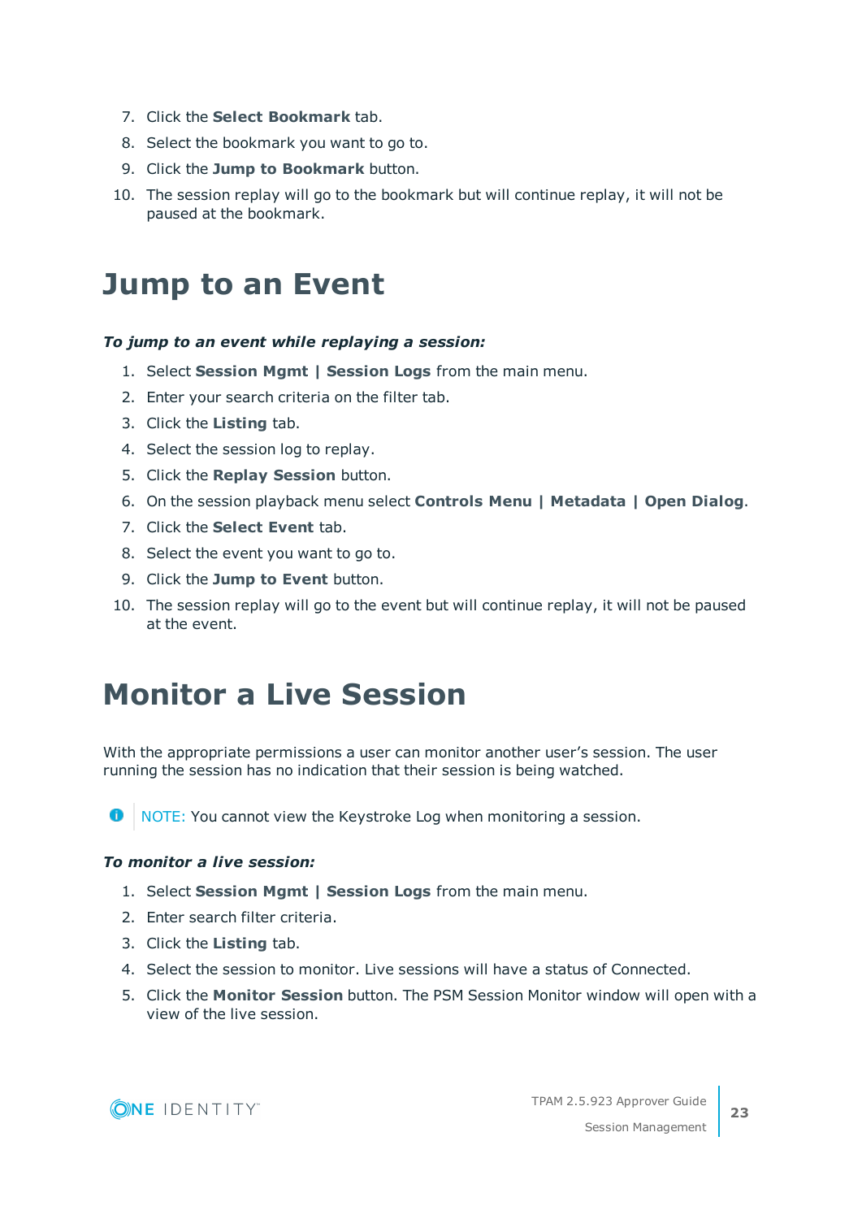7. Click the **Select Bookmark** tab.
8. Select the bookmark you want to go to.
9. Click the **Jump to Bookmark** button.
10. The session replay will go to the bookmark but will continue replay, it will not be paused at the bookmark.

# Jump to an Event

***To jump to an event while replaying a session:***

1. Select **Session Mgmt | Session Logs** from the main menu.
2. Enter your search criteria on the filter tab.
3. Click the **Listing** tab.
4. Select the session log to replay.
5. Click the **Replay Session** button.
6. On the session playback menu select **Controls Menu | Metadata | Open Dialog**.
7. Click the **Select Event** tab.
8. Select the event you want to go to.
9. Click the **Jump to Event** button.
10. The session replay will go to the event but will continue replay, it will not be paused at the event.

# Monitor a Live Session

With the appropriate permissions a user can monitor another user's session. The user running the session has no indication that their session is being watched.

NOTE: You cannot view the Keystroke Log when monitoring a session.

***To monitor a live session:***

1. Select **Session Mgmt | Session Logs** from the main menu.
2. Enter search filter criteria.
3. Click the **Listing** tab.
4. Select the session to monitor. Live sessions will have a status of Connected.
5. Click the **Monitor Session** button. The PSM Session Monitor window will open with a view of the live session.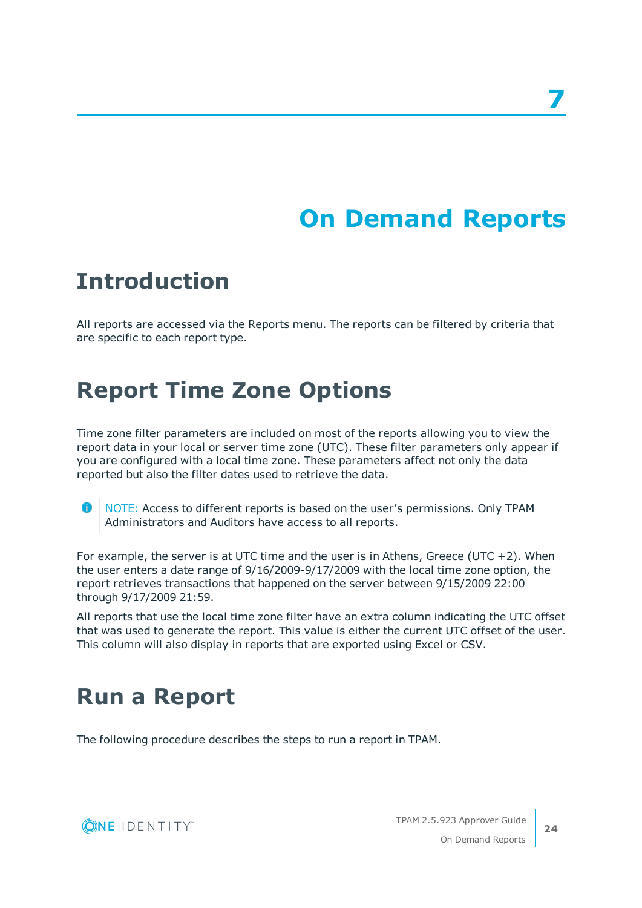# 7 On Demand Reports

## Introduction

All reports are accessed via the Reports menu. The reports can be filtered by criteria that are specific to each report type.

## Report Time Zone Options

Time zone filter parameters are included on most of the reports allowing you to view the report data in your local or server time zone (UTC). These filter parameters only appear if you are configured with a local time zone. These parameters affect not only the data reported but also the filter dates used to retrieve the data.

> NOTE: Access to different reports is based on the user's permissions. Only TPAM Administrators and Auditors have access to all reports.

For example, the server is at UTC time and the user is in Athens, Greece (UTC +2). When the user enters a date range of 9/16/2009-9/17/2009 with the local time zone option, the report retrieves transactions that happened on the server between 9/15/2009 22:00 through 9/17/2009 21:59.

All reports that use the local time zone filter have an extra column indicating the UTC offset that was used to generate the report. This value is either the current UTC offset of the user. This column will also display in reports that are exported using Excel or CSV.

## Run a Report

The following procedure describes the steps to run a report in TPAM.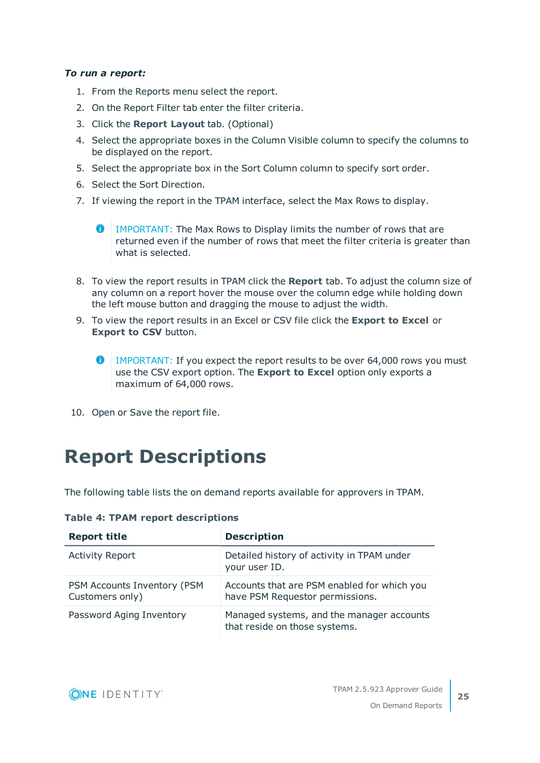***To run a report:***

1. From the Reports menu select the report.
2. On the Report Filter tab enter the filter criteria.
3. Click the **Report Layout** tab. (Optional)
4. Select the appropriate boxes in the Column Visible column to specify the columns to be displayed on the report.
5. Select the appropriate box in the Sort Column column to specify sort order.
6. Select the Sort Direction.
7. If viewing the report in the TPAM interface, select the Max Rows to display.

   > IMPORTANT: The Max Rows to Display limits the number of rows that are returned even if the number of rows that meet the filter criteria is greater than what is selected.

8. To view the report results in TPAM click the **Report** tab. To adjust the column size of any column on a report hover the mouse over the column edge while holding down the left mouse button and dragging the mouse to adjust the width.
9. To view the report results in an Excel or CSV file click the **Export to Excel** or **Export to CSV** button.

   > IMPORTANT: If you expect the report results to be over 64,000 rows you must use the CSV export option. The **Export to Excel** option only exports a maximum of 64,000 rows.

10. Open or Save the report file.

# Report Descriptions

The following table lists the on demand reports available for approvers in TPAM.

**Table 4: TPAM report descriptions**

| Report title | Description |
| --- | --- |
| Activity Report | Detailed history of activity in TPAM under your user ID. |
| PSM Accounts Inventory (PSM Customers only) | Accounts that are PSM enabled for which you have PSM Requestor permissions. |
| Password Aging Inventory | Managed systems, and the manager accounts that reside on those systems. |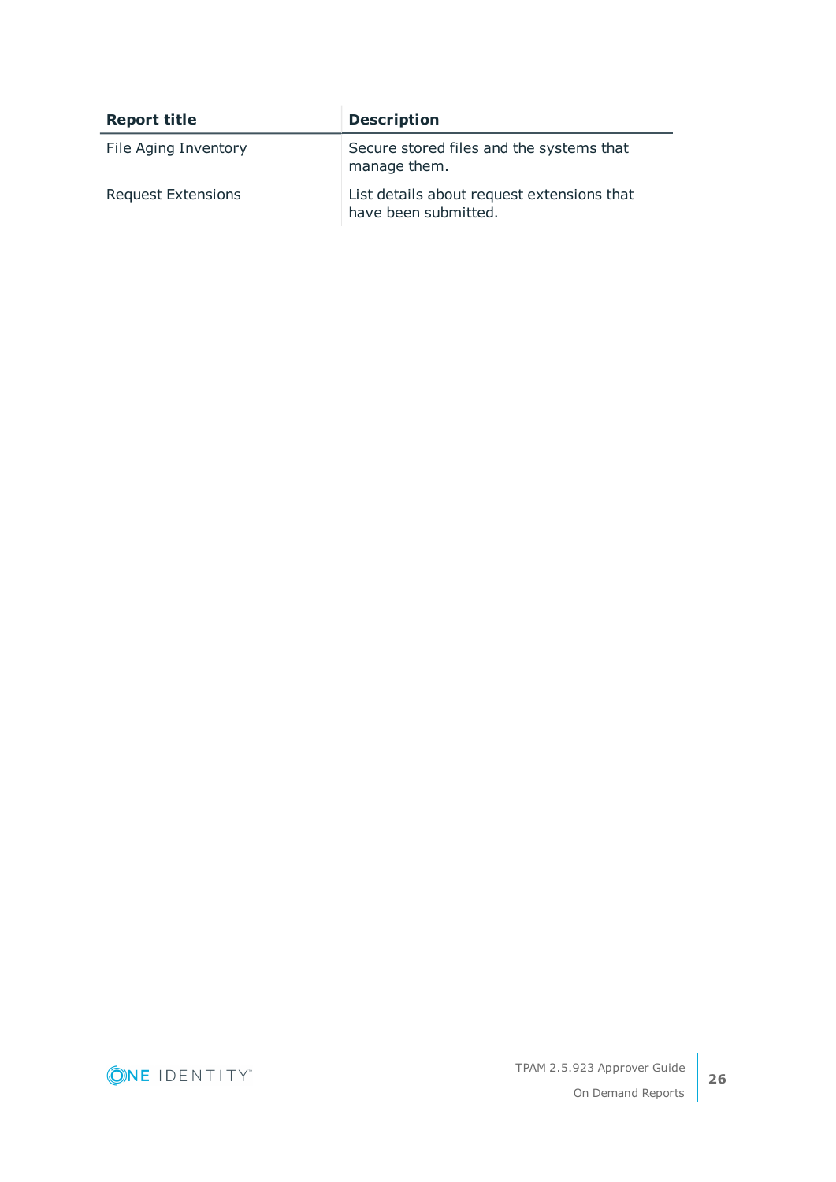| Report title | Description |
| --- | --- |
| File Aging Inventory | Secure stored files and the systems that manage them. |
| Request Extensions | List details about request extensions that have been submitted. |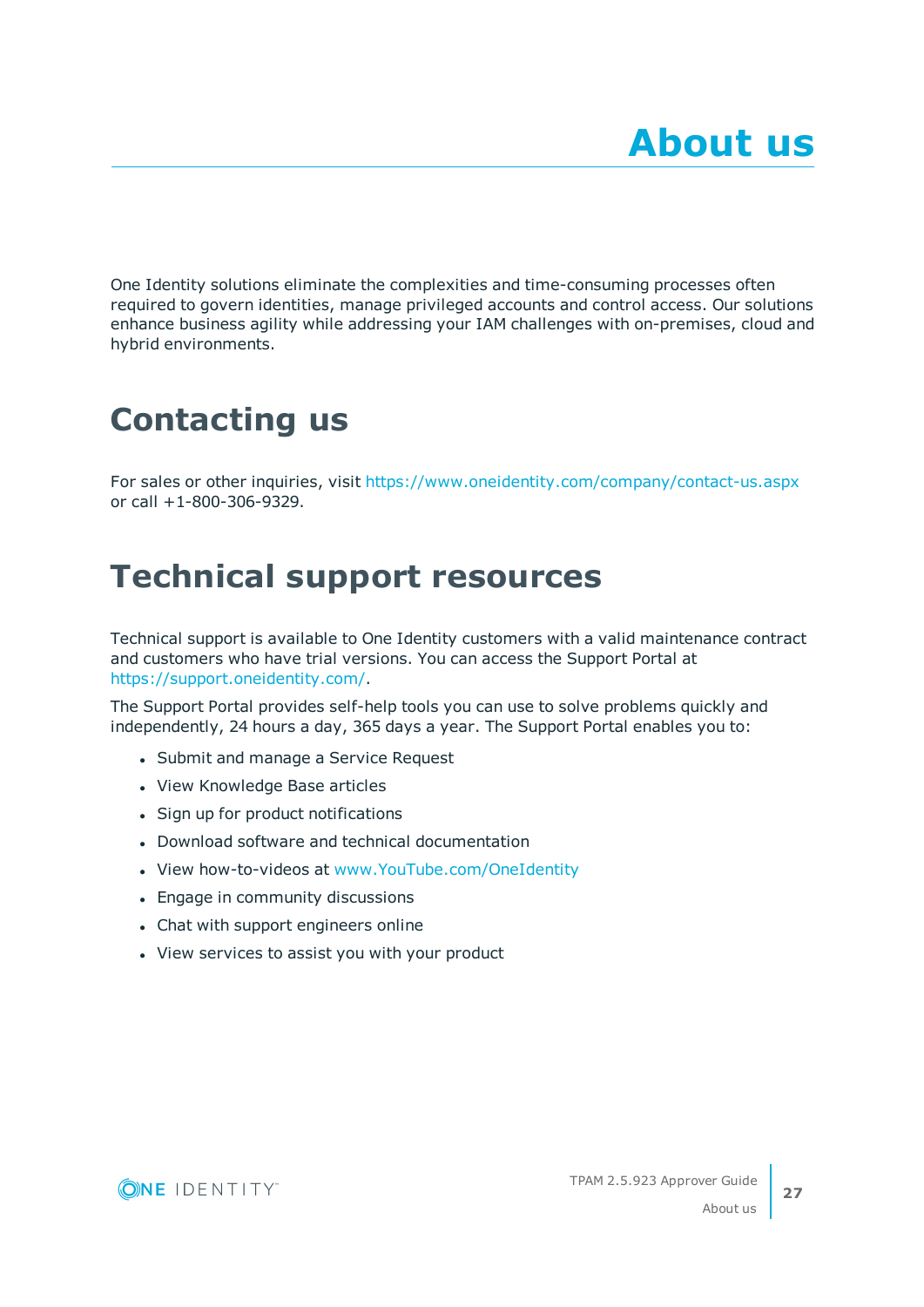# About us

One Identity solutions eliminate the complexities and time-consuming processes often required to govern identities, manage privileged accounts and control access. Our solutions enhance business agility while addressing your IAM challenges with on-premises, cloud and hybrid environments.

## Contacting us

For sales or other inquiries, visit https://www.oneidentity.com/company/contact-us.aspx or call +1-800-306-9329.

## Technical support resources

Technical support is available to One Identity customers with a valid maintenance contract and customers who have trial versions. You can access the Support Portal at https://support.oneidentity.com/.

The Support Portal provides self-help tools you can use to solve problems quickly and independently, 24 hours a day, 365 days a year. The Support Portal enables you to:

- Submit and manage a Service Request
- View Knowledge Base articles
- Sign up for product notifications
- Download software and technical documentation
- View how-to-videos at www.YouTube.com/OneIdentity
- Engage in community discussions
- Chat with support engineers online
- View services to assist you with your product